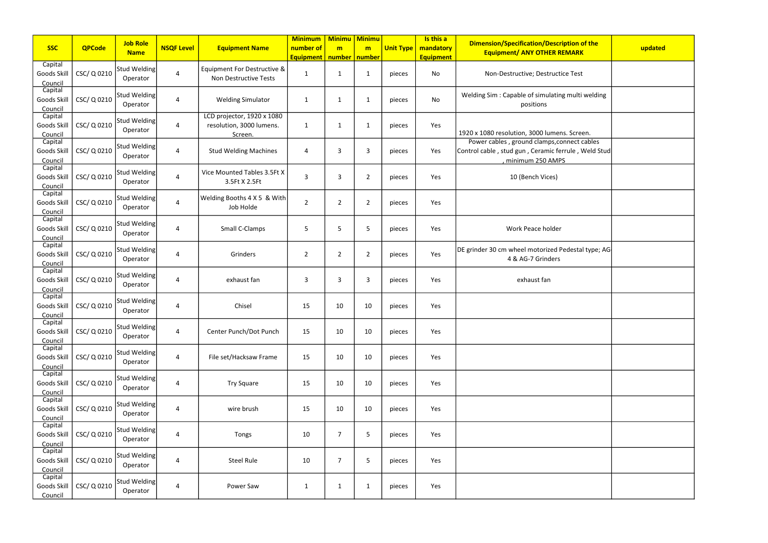| SSC | QPCode | Job Role Name | NSQF Level | Equipment Name | Minimum number of Equipment | Minimum number | Minimum number | Unit Type | Is this a mandatory Equipment | Dimension/Specification/Description of the Equipment/ ANY OTHER REMARK | updated |
|---|---|---|---|---|---|---|---|---|---|---|---|
| Capital Goods Skill Council | CSC/ Q 0210 | Stud Welding Operator | 4 | Equipment For Destructive & Non Destructive Tests | 1 | 1 | 1 | pieces | No | Non-Destructive; Destructice Test | |
| Capital Goods Skill Council | CSC/ Q 0210 | Stud Welding Operator | 4 | Welding Simulator | 1 | 1 | 1 | pieces | No | Welding Sim : Capable of simulating multi welding positions | |
| Capital Goods Skill Council | CSC/ Q 0210 | Stud Welding Operator | 4 | LCD projector, 1920 x 1080 resolution, 3000 lumens. Screen. | 1 | 1 | 1 | pieces | Yes | 1920 x 1080 resolution, 3000 lumens. Screen. | |
| Capital Goods Skill Council | CSC/ Q 0210 | Stud Welding Operator | 4 | Stud Welding Machines | 4 | 3 | 3 | pieces | Yes | Power cables , ground clamps,connect cables Control cable , stud gun , Ceramic ferrule , Weld Stud , minimum 250 AMPS | |
| Capital Goods Skill Council | CSC/ Q 0210 | Stud Welding Operator | 4 | Vice Mounted Tables 3.5Ft X 3.5Ft X 2.5Ft | 3 | 3 | 2 | pieces | Yes | 10 (Bench Vices) | |
| Capital Goods Skill Council | CSC/ Q 0210 | Stud Welding Operator | 4 | Welding Booths 4 X 5 & With Job Holde | 2 | 2 | 2 | pieces | Yes | | |
| Capital Goods Skill Council | CSC/ Q 0210 | Stud Welding Operator | 4 | Small C-Clamps | 5 | 5 | 5 | pieces | Yes | Work Peace holder | |
| Capital Goods Skill Council | CSC/ Q 0210 | Stud Welding Operator | 4 | Grinders | 2 | 2 | 2 | pieces | Yes | DE grinder 30 cm wheel motorized Pedestal type; AG-4 & AG-7 Grinders | |
| Capital Goods Skill Council | CSC/ Q 0210 | Stud Welding Operator | 4 | exhaust fan | 3 | 3 | 3 | pieces | Yes | exhaust fan | |
| Capital Goods Skill Council | CSC/ Q 0210 | Stud Welding Operator | 4 | Chisel | 15 | 10 | 10 | pieces | Yes | | |
| Capital Goods Skill Council | CSC/ Q 0210 | Stud Welding Operator | 4 | Center Punch/Dot Punch | 15 | 10 | 10 | pieces | Yes | | |
| Capital Goods Skill Council | CSC/ Q 0210 | Stud Welding Operator | 4 | File set/Hacksaw Frame | 15 | 10 | 10 | pieces | Yes | | |
| Capital Goods Skill Council | CSC/ Q 0210 | Stud Welding Operator | 4 | Try Square | 15 | 10 | 10 | pieces | Yes | | |
| Capital Goods Skill Council | CSC/ Q 0210 | Stud Welding Operator | 4 | wire brush | 15 | 10 | 10 | pieces | Yes | | |
| Capital Goods Skill Council | CSC/ Q 0210 | Stud Welding Operator | 4 | Tongs | 10 | 7 | 5 | pieces | Yes | | |
| Capital Goods Skill Council | CSC/ Q 0210 | Stud Welding Operator | 4 | Steel Rule | 10 | 7 | 5 | pieces | Yes | | |
| Capital Goods Skill Council | CSC/ Q 0210 | Stud Welding Operator | 4 | Power Saw | 1 | 1 | 1 | pieces | Yes | | |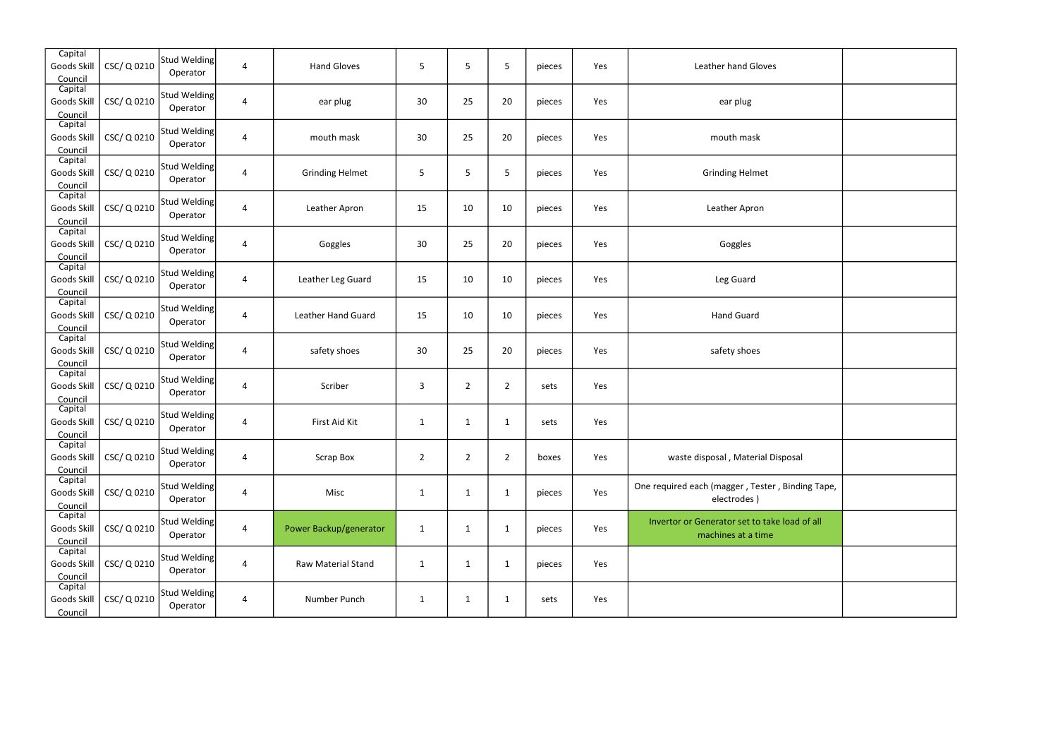| | | | | | | | | | | | |
|---|---|---|---|---|---|---|---|---|---|---|---|
| Capital Goods Skill Council | CSC/ Q 0210 | Stud Welding Operator | 4 | Hand Gloves | 5 | 5 | 5 | pieces | Yes | Leather hand Gloves | |
| Capital Goods Skill Council | CSC/ Q 0210 | Stud Welding Operator | 4 | ear plug | 30 | 25 | 20 | pieces | Yes | ear plug | |
| Capital Goods Skill Council | CSC/ Q 0210 | Stud Welding Operator | 4 | mouth mask | 30 | 25 | 20 | pieces | Yes | mouth mask | |
| Capital Goods Skill Council | CSC/ Q 0210 | Stud Welding Operator | 4 | Grinding Helmet | 5 | 5 | 5 | pieces | Yes | Grinding Helmet | |
| Capital Goods Skill Council | CSC/ Q 0210 | Stud Welding Operator | 4 | Leather Apron | 15 | 10 | 10 | pieces | Yes | Leather Apron | |
| Capital Goods Skill Council | CSC/ Q 0210 | Stud Welding Operator | 4 | Goggles | 30 | 25 | 20 | pieces | Yes | Goggles | |
| Capital Goods Skill Council | CSC/ Q 0210 | Stud Welding Operator | 4 | Leather Leg Guard | 15 | 10 | 10 | pieces | Yes | Leg Guard | |
| Capital Goods Skill Council | CSC/ Q 0210 | Stud Welding Operator | 4 | Leather Hand Guard | 15 | 10 | 10 | pieces | Yes | Hand Guard | |
| Capital Goods Skill Council | CSC/ Q 0210 | Stud Welding Operator | 4 | safety shoes | 30 | 25 | 20 | pieces | Yes | safety shoes | |
| Capital Goods Skill Council | CSC/ Q 0210 | Stud Welding Operator | 4 | Scriber | 3 | 2 | 2 | sets | Yes | | |
| Capital Goods Skill Council | CSC/ Q 0210 | Stud Welding Operator | 4 | First Aid Kit | 1 | 1 | 1 | sets | Yes | | |
| Capital Goods Skill Council | CSC/ Q 0210 | Stud Welding Operator | 4 | Scrap Box | 2 | 2 | 2 | boxes | Yes | waste disposal , Material Disposal | |
| Capital Goods Skill Council | CSC/ Q 0210 | Stud Welding Operator | 4 | Misc | 1 | 1 | 1 | pieces | Yes | One required each (magger , Tester , Binding Tape, electrodes ) | |
| Capital Goods Skill Council | CSC/ Q 0210 | Stud Welding Operator | 4 | Power Backup/generator | 1 | 1 | 1 | pieces | Yes | Invertor or Generator set to take load of all machines at a time | |
| Capital Goods Skill Council | CSC/ Q 0210 | Stud Welding Operator | 4 | Raw Material Stand | 1 | 1 | 1 | pieces | Yes | | |
| Capital Goods Skill Council | CSC/ Q 0210 | Stud Welding Operator | 4 | Number Punch | 1 | 1 | 1 | sets | Yes | | |